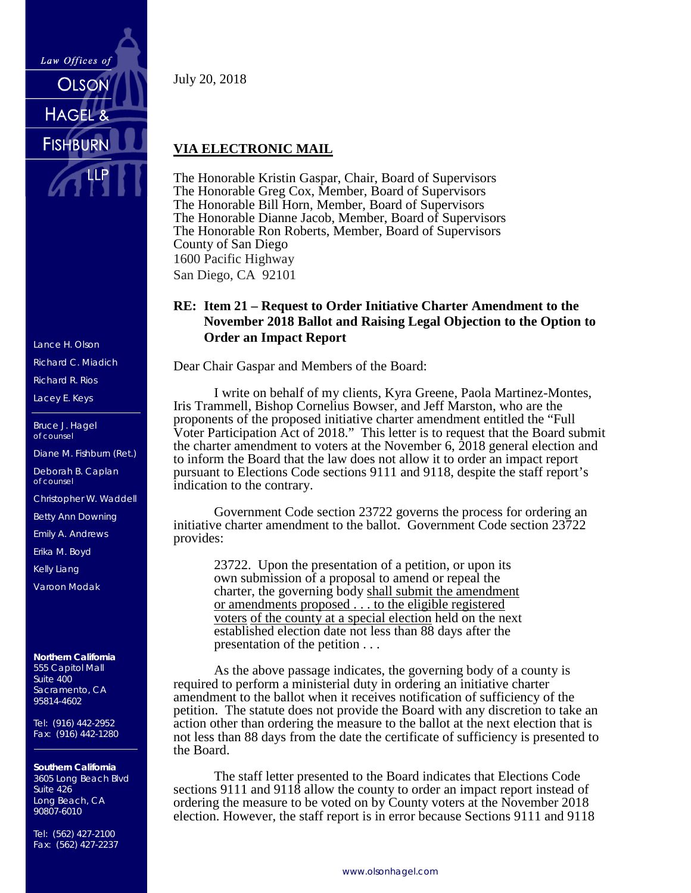Law Offices of

OLSON HAGEL & FISHBURN LLP

Lance H. Olson
Richard C. Miadich
Richard R. Rios
Lacey E. Keys

Bruce J. Hagel
of counsel

Diane M. Fishburn (Ret.)

Deborah B. Caplan
of counsel

Christopher W. Waddell
Betty Ann Downing
Emily A. Andrews
Erika M. Boyd
Kelly Liang
Varoon Modak

**Northern California**
555 Capitol Mall
Suite 400
Sacramento, CA
95814-4602

Tel: (916) 442-2952
Fax: (916) 442-1280

**Southern California**
3605 Long Beach Blvd
Suite 426
Long Beach, CA
90807-6010

Tel: (562) 427-2100
Fax: (562) 427-2237

July 20, 2018

**VIA ELECTRONIC MAIL**

The Honorable Kristin Gaspar, Chair, Board of Supervisors
The Honorable Greg Cox, Member, Board of Supervisors
The Honorable Bill Horn, Member, Board of Supervisors
The Honorable Dianne Jacob, Member, Board of Supervisors
The Honorable Ron Roberts, Member, Board of Supervisors
County of San Diego
1600 Pacific Highway
San Diego, CA 92101

**RE: Item 21 – Request to Order Initiative Charter Amendment to the November 2018 Ballot and Raising Legal Objection to the Option to Order an Impact Report**

Dear Chair Gaspar and Members of the Board:

I write on behalf of my clients, Kyra Greene, Paola Martinez-Montes, Iris Trammell, Bishop Cornelius Bowser, and Jeff Marston, who are the proponents of the proposed initiative charter amendment entitled the "Full Voter Participation Act of 2018." This letter is to request that the Board submit the charter amendment to voters at the November 6, 2018 general election and to inform the Board that the law does not allow it to order an impact report pursuant to Elections Code sections 9111 and 9118, despite the staff report's indication to the contrary.

Government Code section 23722 governs the process for ordering an initiative charter amendment to the ballot. Government Code section 23722 provides:

> 23722. Upon the presentation of a petition, or upon its own submission of a proposal to amend or repeal the charter, the governing body shall submit the amendment or amendments proposed . . . to the eligible registered voters of the county at a special election held on the next established election date not less than 88 days after the presentation of the petition . . .

As the above passage indicates, the governing body of a county is required to perform a ministerial duty in ordering an initiative charter amendment to the ballot when it receives notification of sufficiency of the petition. The statute does not provide the Board with any discretion to take an action other than ordering the measure to the ballot at the next election that is not less than 88 days from the date the certificate of sufficiency is presented to the Board.

The staff letter presented to the Board indicates that Elections Code sections 9111 and 9118 allow the county to order an impact report instead of ordering the measure to be voted on by County voters at the November 2018 election. However, the staff report is in error because Sections 9111 and 9118

www.olsonhagel.com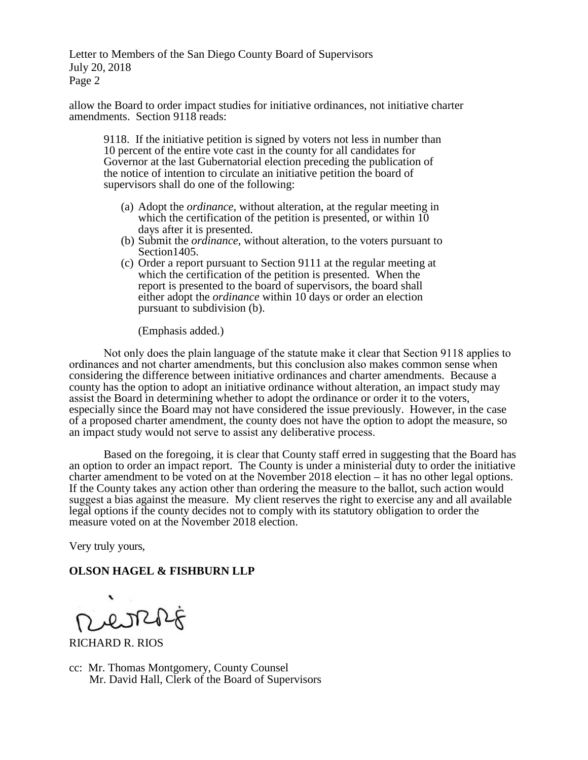allow the Board to order impact studies for initiative ordinances, not initiative charter amendments. Section 9118 reads:

> 9118. If the initiative petition is signed by voters not less in number than 10 percent of the entire vote cast in the county for all candidates for Governor at the last Gubernatorial election preceding the publication of the notice of intention to circulate an initiative petition the board of supervisors shall do one of the following:
>
> (a) Adopt the *ordinance*, without alteration, at the regular meeting in which the certification of the petition is presented, or within 10 days after it is presented.
> (b) Submit the *ordinance*, without alteration, to the voters pursuant to Section1405.
> (c) Order a report pursuant to Section 9111 at the regular meeting at which the certification of the petition is presented. When the report is presented to the board of supervisors, the board shall either adopt the *ordinance* within 10 days or order an election pursuant to subdivision (b).
>
> (Emphasis added.)

Not only does the plain language of the statute make it clear that Section 9118 applies to ordinances and not charter amendments, but this conclusion also makes common sense when considering the difference between initiative ordinances and charter amendments. Because a county has the option to adopt an initiative ordinance without alteration, an impact study may assist the Board in determining whether to adopt the ordinance or order it to the voters, especially since the Board may not have considered the issue previously. However, in the case of a proposed charter amendment, the county does not have the option to adopt the measure, so an impact study would not serve to assist any deliberative process.

Based on the foregoing, it is clear that County staff erred in suggesting that the Board has an option to order an impact report. The County is under a ministerial duty to order the initiative charter amendment to be voted on at the November 2018 election – it has no other legal options. If the County takes any action other than ordering the measure to the ballot, such action would suggest a bias against the measure. My client reserves the right to exercise any and all available legal options if the county decides not to comply with its statutory obligation to order the measure voted on at the November 2018 election.

Very truly yours,

**OLSON HAGEL & FISHBURN LLP**

RICHARD R. RIOS

cc: Mr. Thomas Montgomery, County Counsel
Mr. David Hall, Clerk of the Board of Supervisors